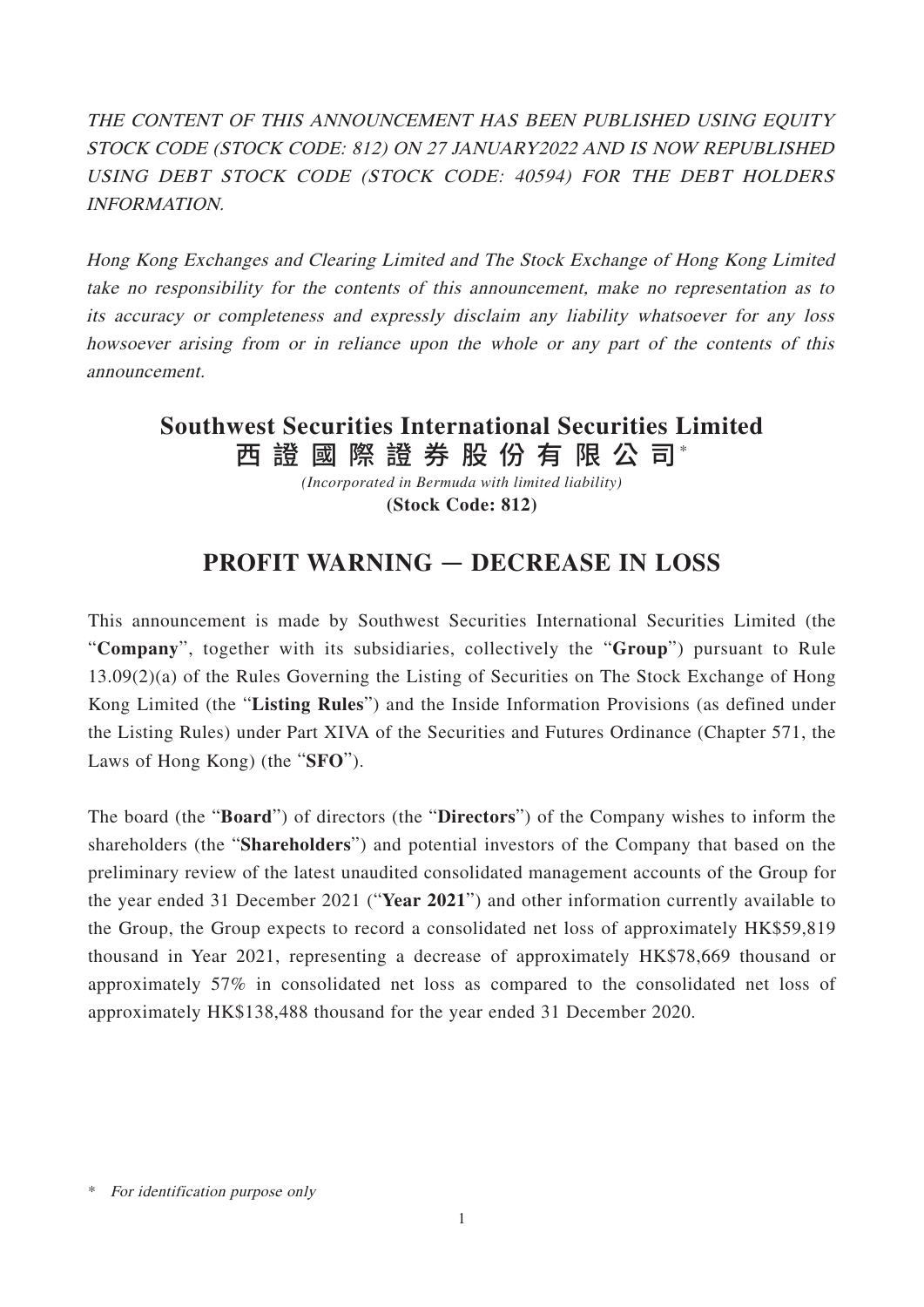*THE CONTENT OF THIS ANNOUNCEMENT HAS BEEN PUBLISHED USING EQUITY STOCK CODE (STOCK CODE: 812) ON 27 JANUARY2022 AND IS NOW REPUBLISHED USING DEBT STOCK CODE (STOCK CODE: 40594) FOR THE DEBT HOLDERS INFORMATION.*

*Hong Kong Exchanges and Clearing Limited and The Stock Exchange of Hong Kong Limited take no responsibility for the contents of this announcement, make no representation as to its accuracy or completeness and expressly disclaim any liability whatsoever for any loss howsoever arising from or in reliance upon the whole or any part of the contents of this announcement.*

# Southwest Securities International Securities Limited
# 西證國際證券股份有限公司*

*(Incorporated in Bermuda with limited liability)*

**(Stock Code: 812)**

## PROFIT WARNING — DECREASE IN LOSS

This announcement is made by Southwest Securities International Securities Limited (the "**Company**", together with its subsidiaries, collectively the "**Group**") pursuant to Rule 13.09(2)(a) of the Rules Governing the Listing of Securities on The Stock Exchange of Hong Kong Limited (the "**Listing Rules**") and the Inside Information Provisions (as defined under the Listing Rules) under Part XIVA of the Securities and Futures Ordinance (Chapter 571, the Laws of Hong Kong) (the "**SFO**").

The board (the "**Board**") of directors (the "**Directors**") of the Company wishes to inform the shareholders (the "**Shareholders**") and potential investors of the Company that based on the preliminary review of the latest unaudited consolidated management accounts of the Group for the year ended 31 December 2021 ("**Year 2021**") and other information currently available to the Group, the Group expects to record a consolidated net loss of approximately HK$59,819 thousand in Year 2021, representing a decrease of approximately HK$78,669 thousand or approximately 57% in consolidated net loss as compared to the consolidated net loss of approximately HK$138,488 thousand for the year ended 31 December 2020.

\* *For identification purpose only*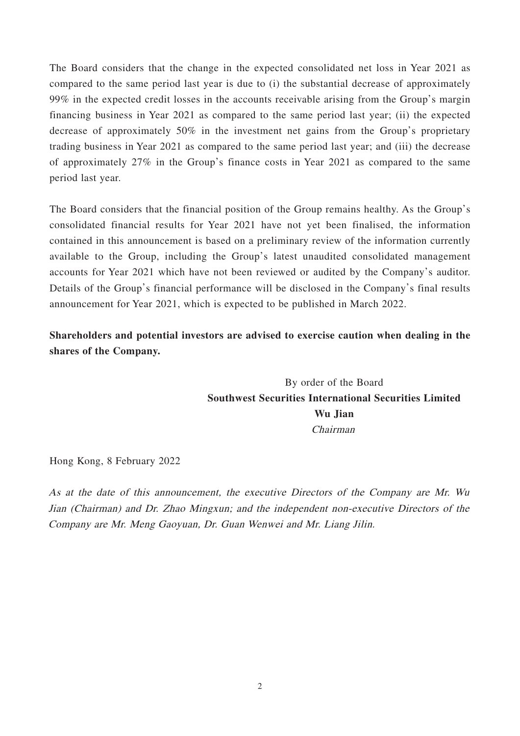The Board considers that the change in the expected consolidated net loss in Year 2021 as compared to the same period last year is due to (i) the substantial decrease of approximately 99% in the expected credit losses in the accounts receivable arising from the Group's margin financing business in Year 2021 as compared to the same period last year; (ii) the expected decrease of approximately 50% in the investment net gains from the Group's proprietary trading business in Year 2021 as compared to the same period last year; and (iii) the decrease of approximately 27% in the Group's finance costs in Year 2021 as compared to the same period last year.

The Board considers that the financial position of the Group remains healthy. As the Group's consolidated financial results for Year 2021 have not yet been finalised, the information contained in this announcement is based on a preliminary review of the information currently available to the Group, including the Group's latest unaudited consolidated management accounts for Year 2021 which have not been reviewed or audited by the Company's auditor. Details of the Group's financial performance will be disclosed in the Company's final results announcement for Year 2021, which is expected to be published in March 2022.

**Shareholders and potential investors are advised to exercise caution when dealing in the shares of the Company.**

By order of the Board
**Southwest Securities International Securities Limited**
**Wu Jian**
*Chairman*

Hong Kong, 8 February 2022

*As at the date of this announcement, the executive Directors of the Company are Mr. Wu Jian (Chairman) and Dr. Zhao Mingxun; and the independent non-executive Directors of the Company are Mr. Meng Gaoyuan, Dr. Guan Wenwei and Mr. Liang Jilin.*